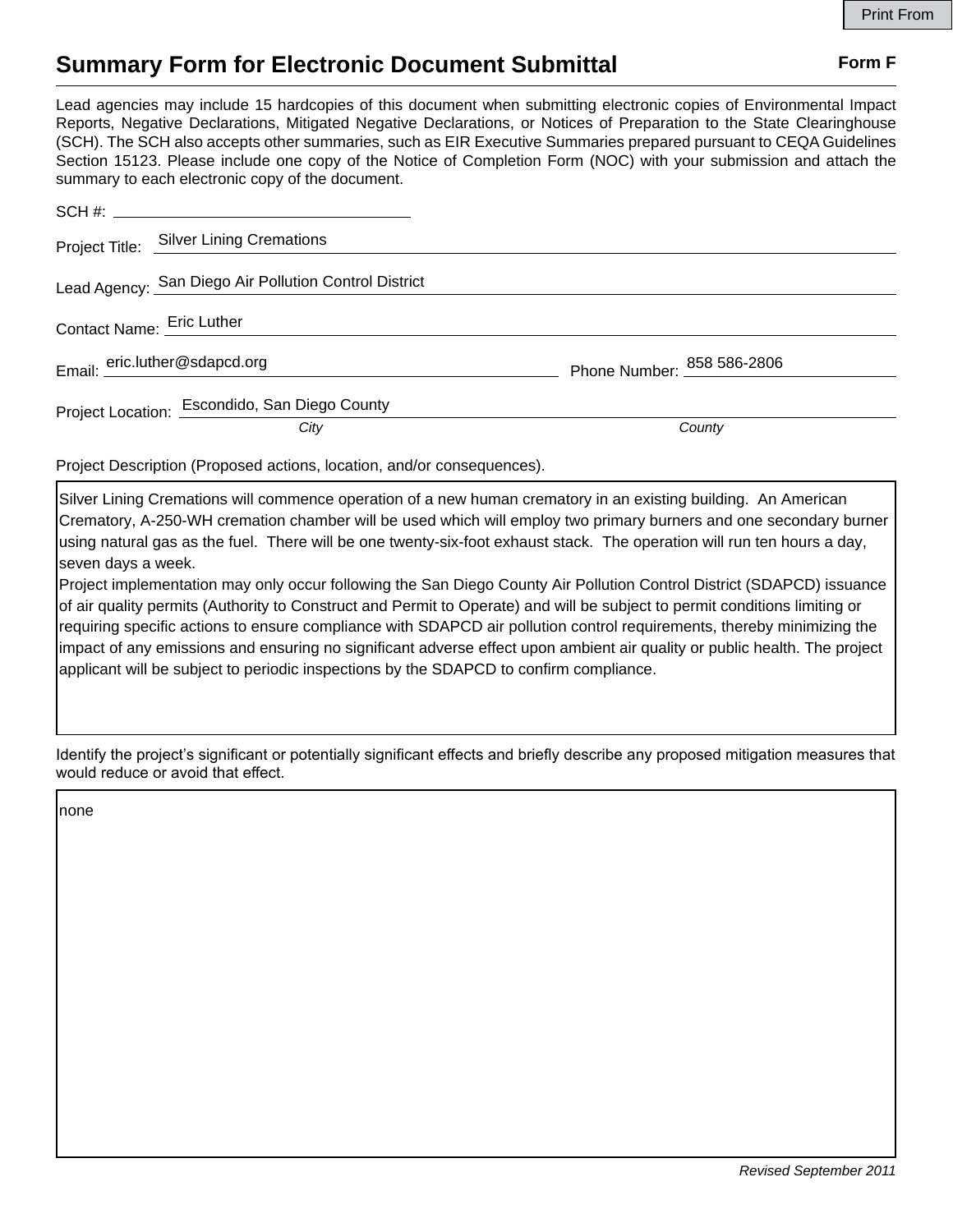# Summary Form for Electronic Document Submittal

**Form F**

Lead agencies may include 15 hardcopies of this document when submitting electronic copies of Environmental Impact Reports, Negative Declarations, Mitigated Negative Declarations, or Notices of Preparation to the State Clearinghouse (SCH). The SCH also accepts other summaries, such as EIR Executive Summaries prepared pursuant to CEQA Guidelines Section 15123. Please include one copy of the Notice of Completion Form (NOC) with your submission and attach the summary to each electronic copy of the document.

SCH #: ______________________

Project Title: Silver Lining Cremations

Lead Agency: San Diego Air Pollution Control District

Contact Name: Eric Luther

Email: eric.luther@sdapcd.org

Phone Number: 858 586-2806

Project Location: Escondido, San Diego County
*City* *County*

Project Description (Proposed actions, location, and/or consequences).

Silver Lining Cremations will commence operation of a new human crematory in an existing building. An American Crematory, A-250-WH cremation chamber will be used which will employ two primary burners and one secondary burner using natural gas as the fuel. There will be one twenty-six-foot exhaust stack. The operation will run ten hours a day, seven days a week.
Project implementation may only occur following the San Diego County Air Pollution Control District (SDAPCD) issuance of air quality permits (Authority to Construct and Permit to Operate) and will be subject to permit conditions limiting or requiring specific actions to ensure compliance with SDAPCD air pollution control requirements, thereby minimizing the impact of any emissions and ensuring no significant adverse effect upon ambient air quality or public health. The project applicant will be subject to periodic inspections by the SDAPCD to confirm compliance.

Identify the project's significant or potentially significant effects and briefly describe any proposed mitigation measures that would reduce or avoid that effect.

none

*Revised September 2011*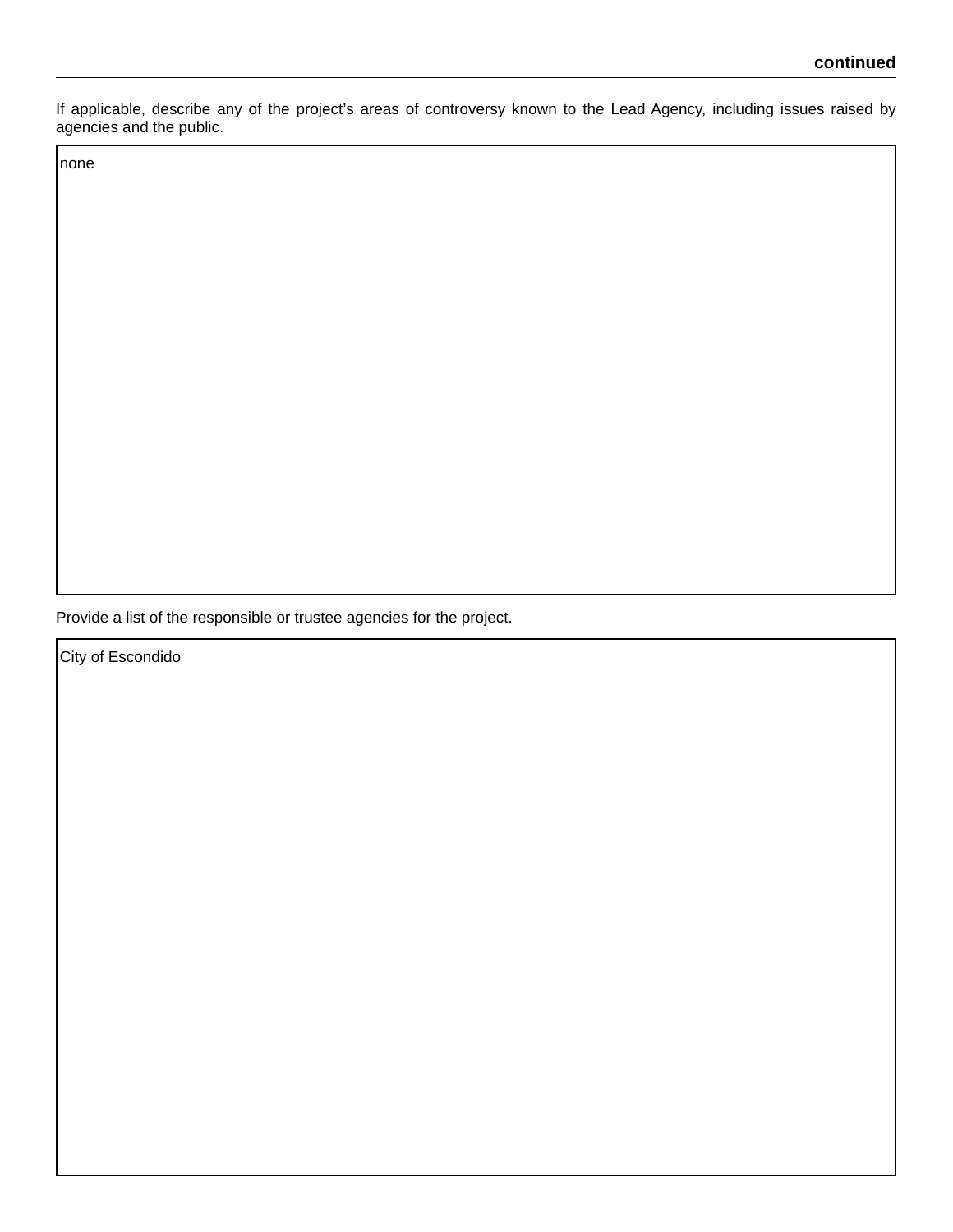**continued**

If applicable, describe any of the project's areas of controversy known to the Lead Agency, including issues raised by agencies and the public.

none

Provide a list of the responsible or trustee agencies for the project.

City of Escondido